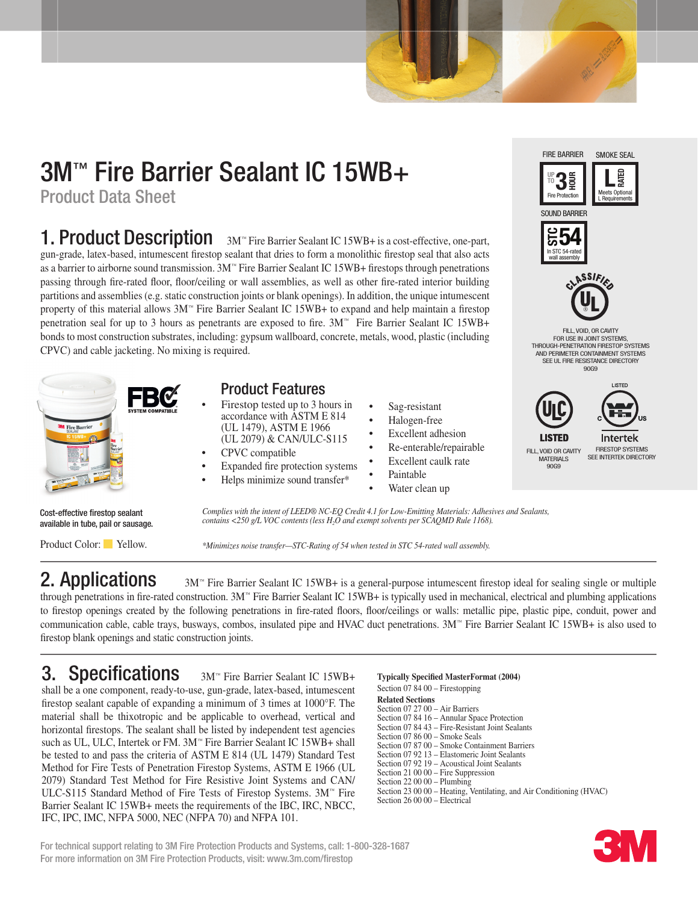# 3M™ Fire Barrier Sealant IC 15WB+

## Product Data Sheet

## 1. Product Description

3M™ Fire Barrier Sealant IC 15WB+ is a cost-effective, one-part, gun-grade, latex-based, intumescent firestop sealant that dries to form a monolithic firestop seal that also acts as a barrier to airborne sound transmission. 3M™ Fire Barrier Sealant IC 15WB+ firestops through penetrations passing through fire-rated floor, floor/ceiling or wall assemblies, as well as other fire-rated interior building partitions and assemblies (e.g. static construction joints or blank openings). In addition, the unique intumescent property of this material allows 3M™ Fire Barrier Sealant IC 15WB+ to expand and help maintain a firestop penetration seal for up to 3 hours as penetrants are exposed to fire. 3M™ Fire Barrier Sealant IC 15WB+ bonds to most construction substrates, including: gypsum wallboard, concrete, metals, wood, plastic (including CPVC) and cable jacketing. No mixing is required.

FIRE BARRIER: UP TO 3 HOUR Fire Protection

SMOKE SEAL: L RATED Meets Optional L Requirements

SOUND BARRIER: STC 54 In STC 54-rated wall assembly

CLASSIFIED UL — FILL, VOID, OR CAVITY FOR USE IN JOINT SYSTEMS, THROUGH-PENETRATION FIRESTOP SYSTEMS AND PERIMETER CONTAINMENT SYSTEMS SEE UL FIRE RESISTANCE DIRECTORY 90G9

ULC LISTED — FILL, VOID OR CAVITY MATERIALS 90G9

LISTED Intertek C US — FIRESTOP SYSTEMS SEE INTERTEK DIRECTORY

FBC SYSTEM COMPATIBLE

Cost-effective firestop sealant available in tube, pail or sausage.

Product Color: Yellow.

### Product Features

- Firestop tested up to 3 hours in accordance with ASTM E 814 (UL 1479), ASTM E 1966 (UL 2079) & CAN/ULC-S115
- CPVC compatible
- Expanded fire protection systems
- Helps minimize sound transfer*
- Sag-resistant
- Halogen-free
- Excellent adhesion
- Re-enterable/repairable
- Excellent caulk rate
- Paintable
- Water clean up

*Complies with the intent of LEED® NC-EQ Credit 4.1 for Low-Emitting Materials: Adhesives and Sealants, contains <250 g/L VOC contents (less $H_2O$ and exempt solvents per SCAQMD Rule 1168).*

*\*Minimizes noise transfer—STC-Rating of 54 when tested in STC 54-rated wall assembly.*

## 2. Applications

3M™ Fire Barrier Sealant IC 15WB+ is a general-purpose intumescent firestop ideal for sealing single or multiple through penetrations in fire-rated construction. 3M™ Fire Barrier Sealant IC 15WB+ is typically used in mechanical, electrical and plumbing applications to firestop openings created by the following penetrations in fire-rated floors, floor/ceilings or walls: metallic pipe, plastic pipe, conduit, power and communication cable, cable trays, busways, combos, insulated pipe and HVAC duct penetrations. 3M™ Fire Barrier Sealant IC 15WB+ is also used to firestop blank openings and static construction joints.

## 3. Specifications

3M™ Fire Barrier Sealant IC 15WB+ shall be a one component, ready-to-use, gun-grade, latex-based, intumescent firestop sealant capable of expanding a minimum of 3 times at 1000°F. The material shall be thixotropic and be applicable to overhead, vertical and horizontal firestops. The sealant shall be listed by independent test agencies such as UL, ULC, Intertek or FM. 3M™ Fire Barrier Sealant IC 15WB+ shall be tested to and pass the criteria of ASTM E 814 (UL 1479) Standard Test Method for Fire Tests of Penetration Firestop Systems, ASTM E 1966 (UL 2079) Standard Test Method for Fire Resistive Joint Systems and CAN/ULC-S115 Standard Method of Fire Tests of Firestop Systems. 3M™ Fire Barrier Sealant IC 15WB+ meets the requirements of the IBC, IRC, NBCC, IFC, IPC, IMC, NFPA 5000, NEC (NFPA 70) and NFPA 101.

**Typically Specified MasterFormat (2004)**
Section 07 84 00 – Firestopping

**Related Sections**
Section 07 27 00 – Air Barriers
Section 07 84 16 – Annular Space Protection
Section 07 84 43 – Fire-Resistant Joint Sealants
Section 07 86 00 – Smoke Seals
Section 07 87 00 – Smoke Containment Barriers
Section 07 92 13 – Elastomeric Joint Sealants
Section 07 92 19 – Acoustical Joint Sealants
Section 21 00 00 – Fire Suppression
Section 22 00 00 – Plumbing
Section 23 00 00 – Heating, Ventilating, and Air Conditioning (HVAC)
Section 26 00 00 – Electrical

For technical support relating to 3M Fire Protection Products and Systems, call: 1-800-328-1687
For more information on 3M Fire Protection Products, visit: www.3m.com/firestop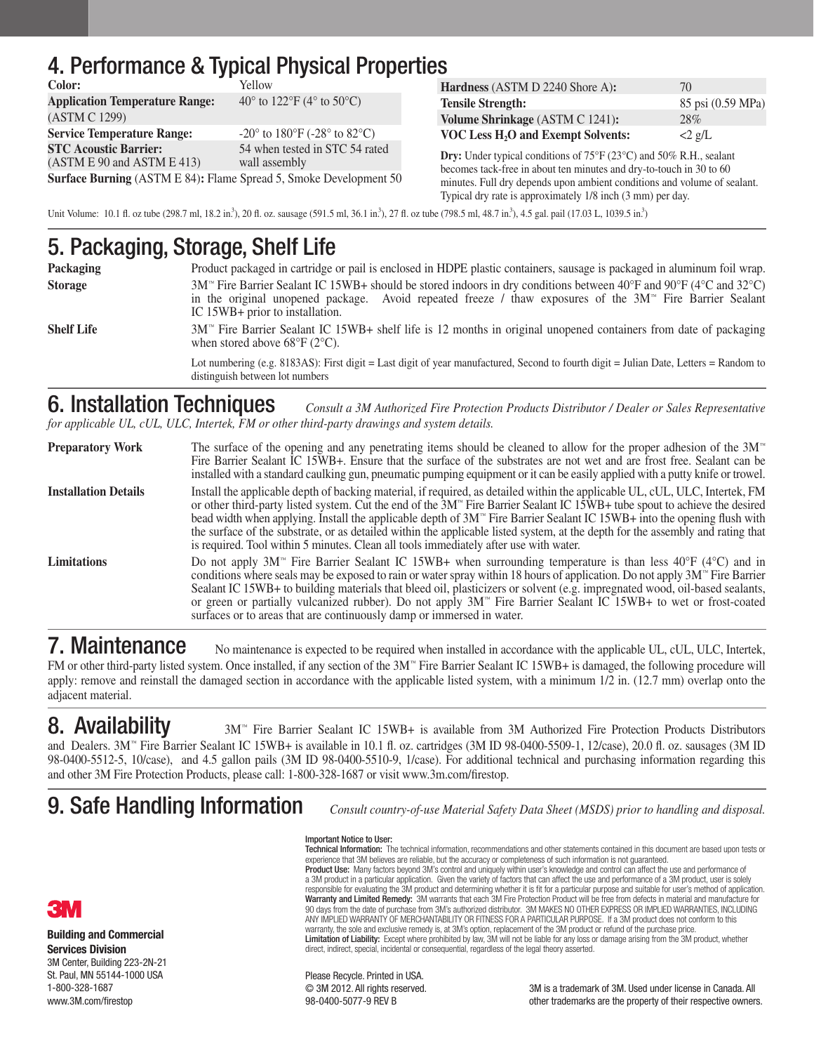## 4. Performance & Typical Physical Properties

| | |
|---|---|
| **Color:** | Yellow |
| **Application Temperature Range:** (ASTM C 1299) | 40° to 122°F (4° to 50°C) |
| **Service Temperature Range:** | -20° to 180°F (-28° to 82°C) |
| **STC Acoustic Barrier:** (ASTM E 90 and ASTM E 413) | 54 when tested in STC 54 rated wall assembly |

**Surface Burning** (ASTM E 84)**:** Flame Spread 5, Smoke Development 50

| | |
|---|---|
| **Hardness** (ASTM D 2240 Shore A)**:** | 70 |
| **Tensile Strength:** | 85 psi (0.59 MPa) |
| **Volume Shrinkage** (ASTM C 1241)**:** | 28% |
| **VOC Less $H_2O$ and Exempt Solvents:** | <2 g/L |

**Dry:** Under typical conditions of 75°F (23°C) and 50% R.H., sealant becomes tack-free in about ten minutes and dry-to-touch in 30 to 60 minutes. Full dry depends upon ambient conditions and volume of sealant. Typical dry rate is approximately 1/8 inch (3 mm) per day.

Unit Volume: 10.1 fl. oz tube (298.7 ml, 18.2 in.$^3$), 20 fl. oz. sausage (591.5 ml, 36.1 in.$^3$), 27 fl. oz tube (798.5 ml, 48.7 in.$^3$), 4.5 gal. pail (17.03 L, 1039.5 in.$^3$)

## 5. Packaging, Storage, Shelf Life

**Packaging** Product packaged in cartridge or pail is enclosed in HDPE plastic containers, sausage is packaged in aluminum foil wrap.

**Storage** 3M™ Fire Barrier Sealant IC 15WB+ should be stored indoors in dry conditions between 40°F and 90°F (4°C and 32°C) in the original unopened package. Avoid repeated freeze / thaw exposures of the 3M™ Fire Barrier Sealant IC 15WB+ prior to installation.

**Shelf Life** 3M™ Fire Barrier Sealant IC 15WB+ shelf life is 12 months in original unopened containers from date of packaging when stored above 68°F (2°C).

Lot numbering (e.g. 8183AS): First digit = Last digit of year manufactured, Second to fourth digit = Julian Date, Letters = Random to distinguish between lot numbers

## 6. Installation Techniques

*Consult a 3M Authorized Fire Protection Products Distributor / Dealer or Sales Representative for applicable UL, cUL, ULC, Intertek, FM or other third-party drawings and system details.*

**Preparatory Work** The surface of the opening and any penetrating items should be cleaned to allow for the proper adhesion of the 3M™ Fire Barrier Sealant IC 15WB+. Ensure that the surface of the substrates are not wet and are frost free. Sealant can be installed with a standard caulking gun, pneumatic pumping equipment or it can be easily applied with a putty knife or trowel.

**Installation Details** Install the applicable depth of backing material, if required, as detailed within the applicable UL, cUL, ULC, Intertek, FM or other third-party listed system. Cut the end of the 3M™ Fire Barrier Sealant IC 15WB+ tube spout to achieve the desired bead width when applying. Install the applicable depth of 3M™ Fire Barrier Sealant IC 15WB+ into the opening flush with the surface of the substrate, or as detailed within the applicable listed system, at the depth for the assembly and rating that is required. Tool within 5 minutes. Clean all tools immediately after use with water.

**Limitations** Do not apply 3M™ Fire Barrier Sealant IC 15WB+ when surrounding temperature is than less 40°F (4°C) and in conditions where seals may be exposed to rain or water spray within 18 hours of application. Do not apply 3M™ Fire Barrier Sealant IC 15WB+ to building materials that bleed oil, plasticizers or solvent (e.g. impregnated wood, oil-based sealants, or green or partially vulcanized rubber). Do not apply 3M™ Fire Barrier Sealant IC 15WB+ to wet or frost-coated surfaces or to areas that are continuously damp or immersed in water.

## 7. Maintenance

No maintenance is expected to be required when installed in accordance with the applicable UL, cUL, ULC, Intertek, FM or other third-party listed system. Once installed, if any section of the 3M™ Fire Barrier Sealant IC 15WB+ is damaged, the following procedure will apply: remove and reinstall the damaged section in accordance with the applicable listed system, with a minimum 1/2 in. (12.7 mm) overlap onto the adjacent material.

## 8. Availability

3M™ Fire Barrier Sealant IC 15WB+ is available from 3M Authorized Fire Protection Products Distributors and Dealers. 3M™ Fire Barrier Sealant IC 15WB+ is available in 10.1 fl. oz. cartridges (3M ID 98-0400-5509-1, 12/case), 20.0 fl. oz. sausages (3M ID 98-0400-5512-5, 10/case), and 4.5 gallon pails (3M ID 98-0400-5510-9, 1/case). For additional technical and purchasing information regarding this and other 3M Fire Protection Products, please call: 1-800-328-1687 or visit www.3m.com/firestop.

## 9. Safe Handling Information

*Consult country-of-use Material Safety Data Sheet (MSDS) prior to handling and disposal.*

3M

**Building and Commercial Services Division**
3M Center, Building 223-2N-21
St. Paul, MN 55144-1000 USA
1-800-328-1687
www.3M.com/firestop

**Important Notice to User:**
**Technical Information:** The technical information, recommendations and other statements contained in this document are based upon tests or experience that 3M believes are reliable, but the accuracy or completeness of such information is not guaranteed.
**Product Use:** Many factors beyond 3M's control and uniquely within user's knowledge and control can affect the use and performance of a 3M product in a particular application. Given the variety of factors that can affect the use and performance of a 3M product, user is solely responsible for evaluating the 3M product and determining whether it is fit for a particular purpose and suitable for user's method of application.
**Warranty and Limited Remedy:** 3M warrants that each 3M Fire Protection Product will be free from defects in material and manufacture for 90 days from the date of purchase from 3M's authorized distributor. 3M MAKES NO OTHER EXPRESS OR IMPLIED WARRANTIES, INCLUDING ANY IMPLIED WARRANTY OF MERCHANTABILITY OR FITNESS FOR A PARTICULAR PURPOSE. If a 3M product does not conform to this warranty, the sole and exclusive remedy is, at 3M's option, replacement of the 3M product or refund of the purchase price.
**Limitation of Liability:** Except where prohibited by law, 3M will not be liable for any loss or damage arising from the 3M product, whether direct, indirect, special, incidental or consequential, regardless of the legal theory asserted.

Please Recycle. Printed in USA.
© 3M 2012. All rights reserved.
98-0400-5077-9 REV B

3M is a trademark of 3M. Used under license in Canada. All other trademarks are the property of their respective owners.